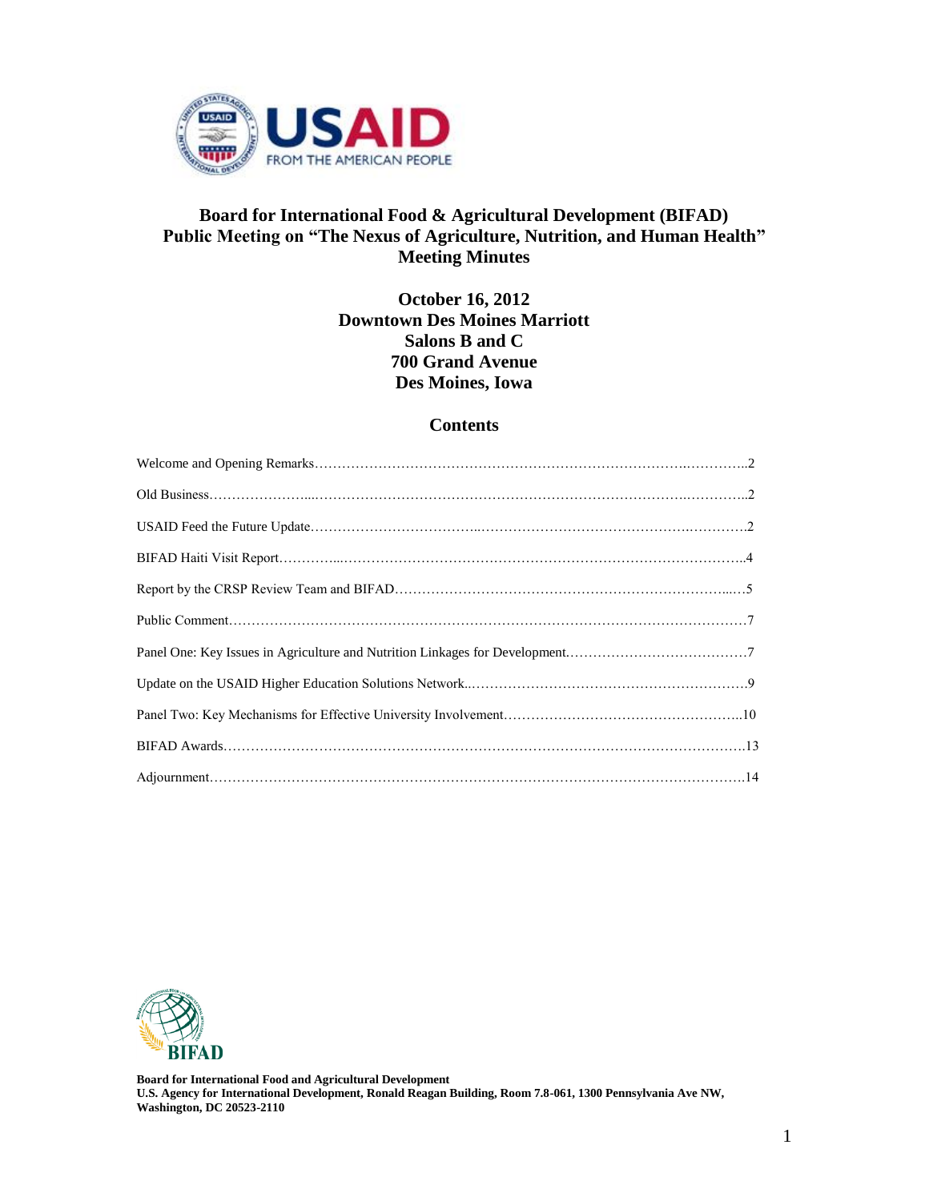# Board for International Food & Agricultural Development (BIFAD)
# Public Meeting on "The Nexus of Agriculture, Nutrition, and Human Health"
# Meeting Minutes

**October 16, 2012**
**Downtown Des Moines Marriott**
**Salons B and C**
**700 Grand Avenue**
**Des Moines, Iowa**

## Contents

Welcome and Opening Remarks……………………………………………………………………………..………….2

Old Business…………………...……………………………………………………………………..………….2

USAID Feed the Future Update……………………………...………………………………………….………….2

BIFAD Haiti Visit Report…………...…………………………………………………………………………..4

Report by the CRSP Review Team and BIFAD………………………………………………………………...…5

Public Comment……………………………………………………………………………………………………7

Panel One: Key Issues in Agriculture and Nutrition Linkages for Development.…………………………………7

Update on the USAID Higher Education Solutions Network..……………………………………………………9

Panel Two: Key Mechanisms for Effective University Involvement……………………………………………..10

BIFAD Awards……………………………………………………………………………………………………13

Adjournment………………………………………………………………………………………………………14

**Board for International Food and Agricultural Development**
**U.S. Agency for International Development, Ronald Reagan Building, Room 7.8-061, 1300 Pennsylvania Ave NW, Washington, DC 20523-2110**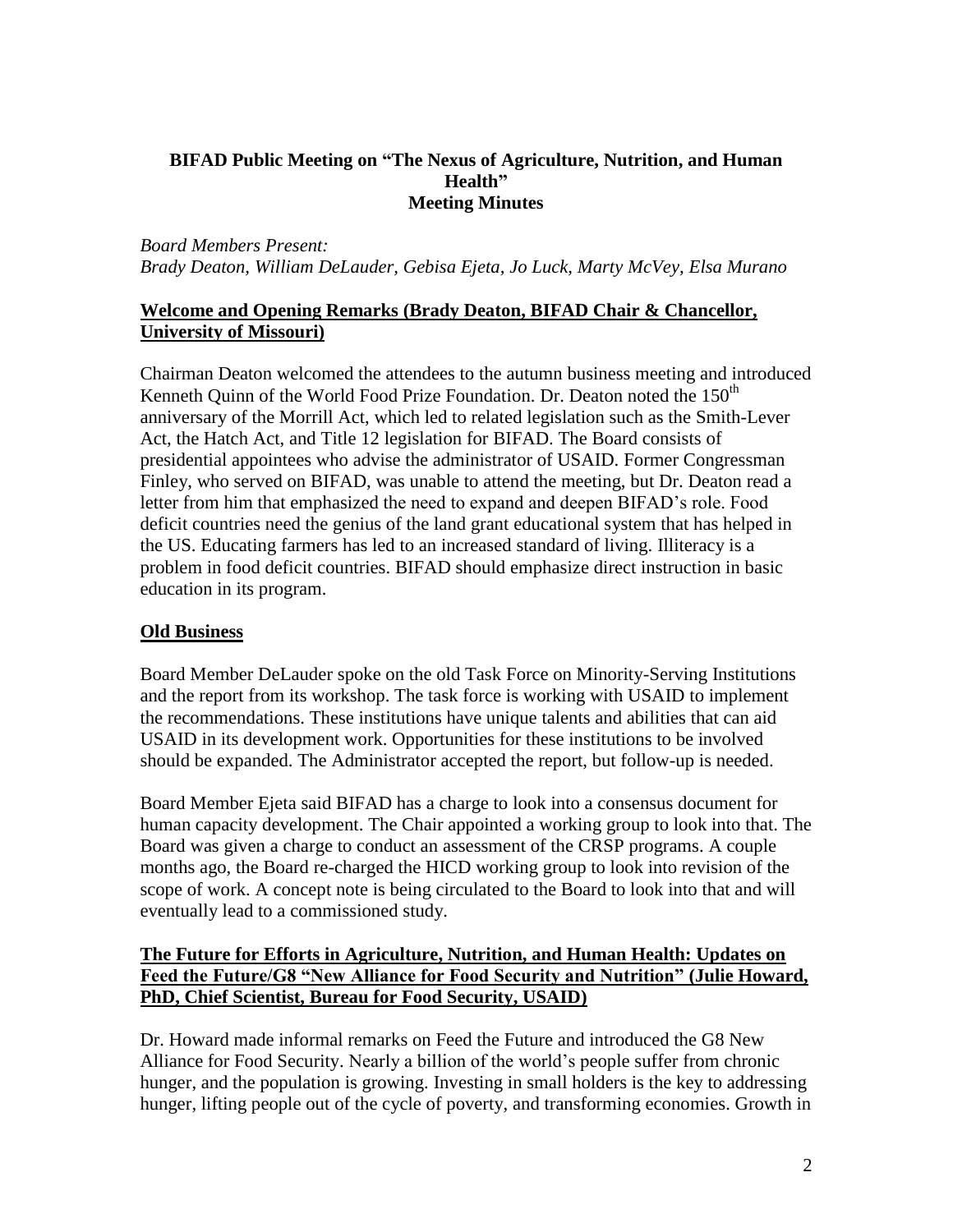**BIFAD Public Meeting on "The Nexus of Agriculture, Nutrition, and Human Health"**
**Meeting Minutes**

*Board Members Present:*
*Brady Deaton, William DeLauder, Gebisa Ejeta, Jo Luck, Marty McVey, Elsa Murano*

## Welcome and Opening Remarks (Brady Deaton, BIFAD Chair & Chancellor, University of Missouri)

Chairman Deaton welcomed the attendees to the autumn business meeting and introduced Kenneth Quinn of the World Food Prize Foundation. Dr. Deaton noted the 150th anniversary of the Morrill Act, which led to related legislation such as the Smith-Lever Act, the Hatch Act, and Title 12 legislation for BIFAD. The Board consists of presidential appointees who advise the administrator of USAID. Former Congressman Finley, who served on BIFAD, was unable to attend the meeting, but Dr. Deaton read a letter from him that emphasized the need to expand and deepen BIFAD's role. Food deficit countries need the genius of the land grant educational system that has helped in the US. Educating farmers has led to an increased standard of living. Illiteracy is a problem in food deficit countries. BIFAD should emphasize direct instruction in basic education in its program.

## Old Business

Board Member DeLauder spoke on the old Task Force on Minority-Serving Institutions and the report from its workshop. The task force is working with USAID to implement the recommendations. These institutions have unique talents and abilities that can aid USAID in its development work. Opportunities for these institutions to be involved should be expanded. The Administrator accepted the report, but follow-up is needed.

Board Member Ejeta said BIFAD has a charge to look into a consensus document for human capacity development. The Chair appointed a working group to look into that. The Board was given a charge to conduct an assessment of the CRSP programs. A couple months ago, the Board re-charged the HICD working group to look into revision of the scope of work. A concept note is being circulated to the Board to look into that and will eventually lead to a commissioned study.

## The Future for Efforts in Agriculture, Nutrition, and Human Health: Updates on Feed the Future/G8 "New Alliance for Food Security and Nutrition" (Julie Howard, PhD, Chief Scientist, Bureau for Food Security, USAID)

Dr. Howard made informal remarks on Feed the Future and introduced the G8 New Alliance for Food Security. Nearly a billion of the world's people suffer from chronic hunger, and the population is growing. Investing in small holders is the key to addressing hunger, lifting people out of the cycle of poverty, and transforming economies. Growth in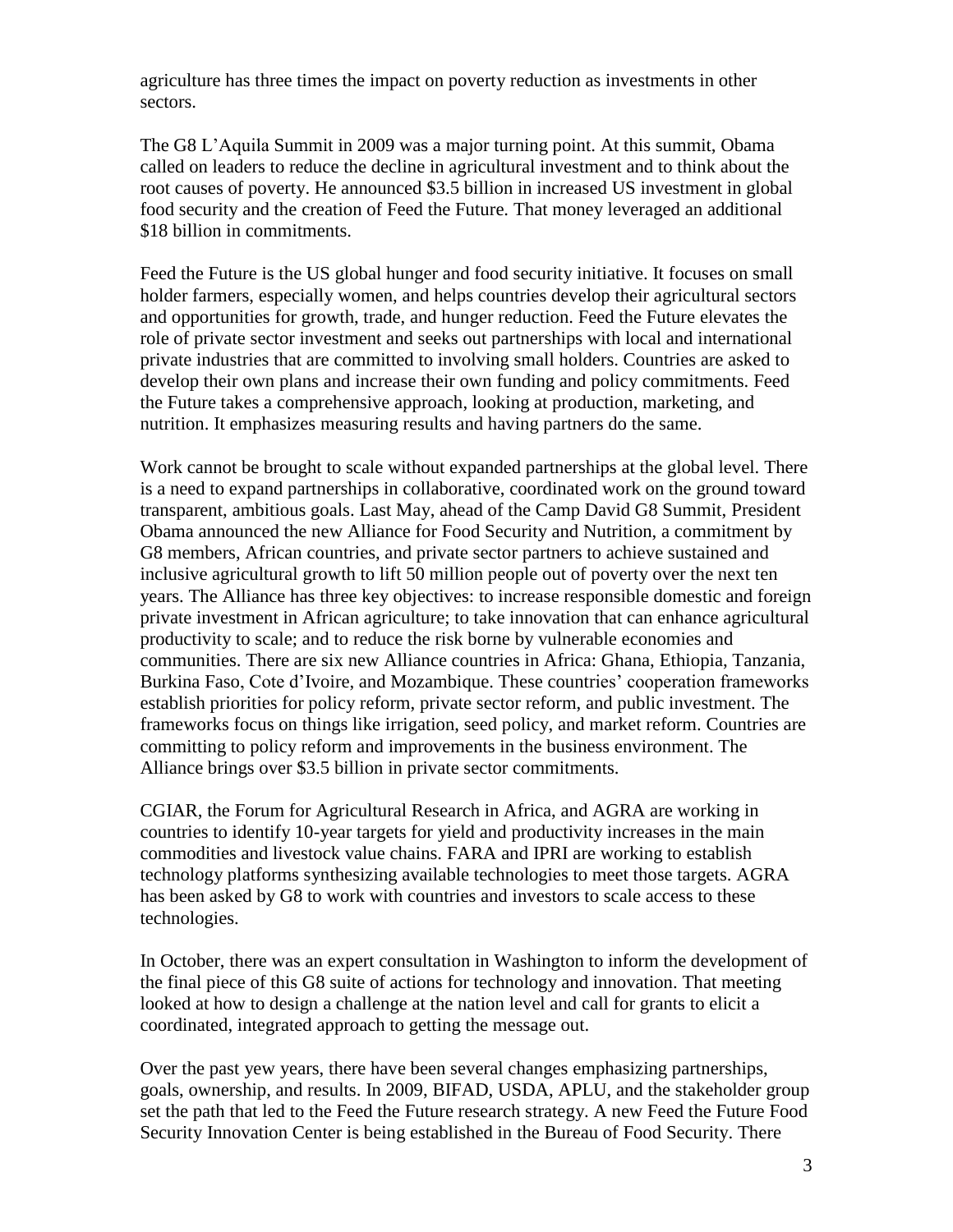agriculture has three times the impact on poverty reduction as investments in other sectors.

The G8 L'Aquila Summit in 2009 was a major turning point. At this summit, Obama called on leaders to reduce the decline in agricultural investment and to think about the root causes of poverty. He announced $3.5 billion in increased US investment in global food security and the creation of Feed the Future. That money leveraged an additional $18 billion in commitments.

Feed the Future is the US global hunger and food security initiative. It focuses on small holder farmers, especially women, and helps countries develop their agricultural sectors and opportunities for growth, trade, and hunger reduction. Feed the Future elevates the role of private sector investment and seeks out partnerships with local and international private industries that are committed to involving small holders. Countries are asked to develop their own plans and increase their own funding and policy commitments. Feed the Future takes a comprehensive approach, looking at production, marketing, and nutrition. It emphasizes measuring results and having partners do the same.

Work cannot be brought to scale without expanded partnerships at the global level. There is a need to expand partnerships in collaborative, coordinated work on the ground toward transparent, ambitious goals. Last May, ahead of the Camp David G8 Summit, President Obama announced the new Alliance for Food Security and Nutrition, a commitment by G8 members, African countries, and private sector partners to achieve sustained and inclusive agricultural growth to lift 50 million people out of poverty over the next ten years. The Alliance has three key objectives: to increase responsible domestic and foreign private investment in African agriculture; to take innovation that can enhance agricultural productivity to scale; and to reduce the risk borne by vulnerable economies and communities. There are six new Alliance countries in Africa: Ghana, Ethiopia, Tanzania, Burkina Faso, Cote d'Ivoire, and Mozambique. These countries' cooperation frameworks establish priorities for policy reform, private sector reform, and public investment. The frameworks focus on things like irrigation, seed policy, and market reform. Countries are committing to policy reform and improvements in the business environment. The Alliance brings over $3.5 billion in private sector commitments.

CGIAR, the Forum for Agricultural Research in Africa, and AGRA are working in countries to identify 10-year targets for yield and productivity increases in the main commodities and livestock value chains. FARA and IPRI are working to establish technology platforms synthesizing available technologies to meet those targets. AGRA has been asked by G8 to work with countries and investors to scale access to these technologies.

In October, there was an expert consultation in Washington to inform the development of the final piece of this G8 suite of actions for technology and innovation. That meeting looked at how to design a challenge at the nation level and call for grants to elicit a coordinated, integrated approach to getting the message out.

Over the past yew years, there have been several changes emphasizing partnerships, goals, ownership, and results. In 2009, BIFAD, USDA, APLU, and the stakeholder group set the path that led to the Feed the Future research strategy. A new Feed the Future Food Security Innovation Center is being established in the Bureau of Food Security. There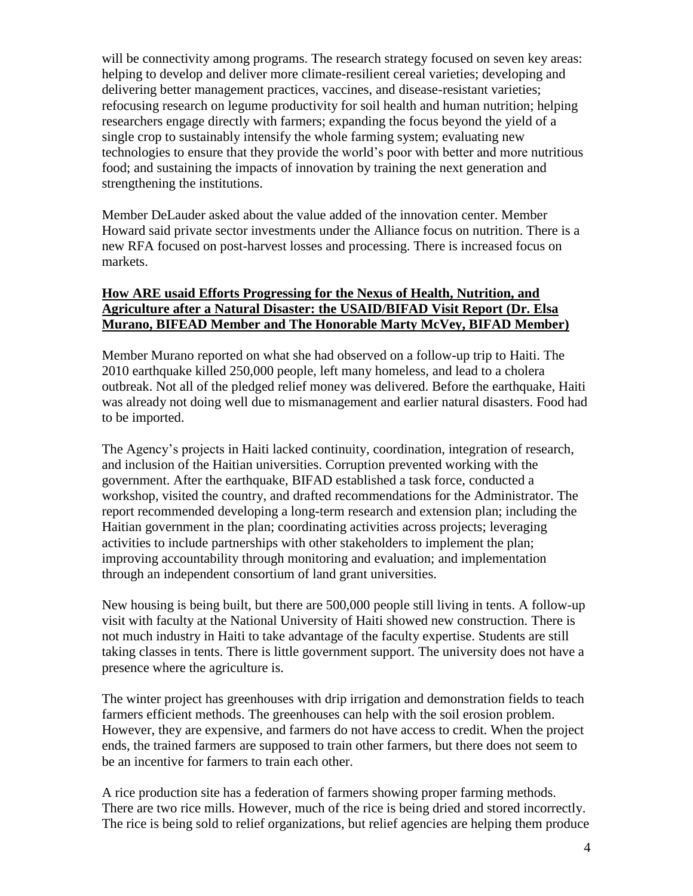will be connectivity among programs. The research strategy focused on seven key areas: helping to develop and deliver more climate-resilient cereal varieties; developing and delivering better management practices, vaccines, and disease-resistant varieties; refocusing research on legume productivity for soil health and human nutrition; helping researchers engage directly with farmers; expanding the focus beyond the yield of a single crop to sustainably intensify the whole farming system; evaluating new technologies to ensure that they provide the world's poor with better and more nutritious food; and sustaining the impacts of innovation by training the next generation and strengthening the institutions.

Member DeLauder asked about the value added of the innovation center. Member Howard said private sector investments under the Alliance focus on nutrition. There is a new RFA focused on post-harvest losses and processing. There is increased focus on markets.

**How ARE usaid Efforts Progressing for the Nexus of Health, Nutrition, and Agriculture after a Natural Disaster: the USAID/BIFAD Visit Report (Dr. Elsa Murano, BIFEAD Member and The Honorable Marty McVey, BIFAD Member)**

Member Murano reported on what she had observed on a follow-up trip to Haiti. The 2010 earthquake killed 250,000 people, left many homeless, and lead to a cholera outbreak. Not all of the pledged relief money was delivered. Before the earthquake, Haiti was already not doing well due to mismanagement and earlier natural disasters. Food had to be imported.

The Agency's projects in Haiti lacked continuity, coordination, integration of research, and inclusion of the Haitian universities. Corruption prevented working with the government. After the earthquake, BIFAD established a task force, conducted a workshop, visited the country, and drafted recommendations for the Administrator. The report recommended developing a long-term research and extension plan; including the Haitian government in the plan; coordinating activities across projects; leveraging activities to include partnerships with other stakeholders to implement the plan; improving accountability through monitoring and evaluation; and implementation through an independent consortium of land grant universities.

New housing is being built, but there are 500,000 people still living in tents. A follow-up visit with faculty at the National University of Haiti showed new construction. There is not much industry in Haiti to take advantage of the faculty expertise. Students are still taking classes in tents. There is little government support. The university does not have a presence where the agriculture is.

The winter project has greenhouses with drip irrigation and demonstration fields to teach farmers efficient methods. The greenhouses can help with the soil erosion problem. However, they are expensive, and farmers do not have access to credit. When the project ends, the trained farmers are supposed to train other farmers, but there does not seem to be an incentive for farmers to train each other.

A rice production site has a federation of farmers showing proper farming methods. There are two rice mills. However, much of the rice is being dried and stored incorrectly. The rice is being sold to relief organizations, but relief agencies are helping them produce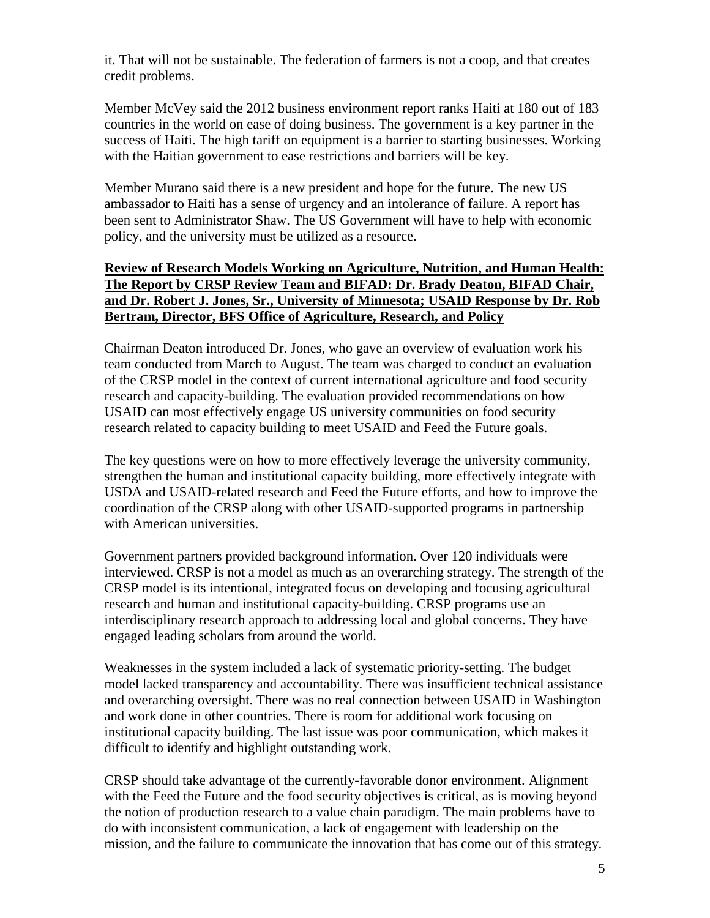it. That will not be sustainable. The federation of farmers is not a coop, and that creates credit problems.

Member McVey said the 2012 business environment report ranks Haiti at 180 out of 183 countries in the world on ease of doing business. The government is a key partner in the success of Haiti. The high tariff on equipment is a barrier to starting businesses. Working with the Haitian government to ease restrictions and barriers will be key.

Member Murano said there is a new president and hope for the future. The new US ambassador to Haiti has a sense of urgency and an intolerance of failure. A report has been sent to Administrator Shaw. The US Government will have to help with economic policy, and the university must be utilized as a resource.

**Review of Research Models Working on Agriculture, Nutrition, and Human Health: The Report by CRSP Review Team and BIFAD: Dr. Brady Deaton, BIFAD Chair, and Dr. Robert J. Jones, Sr., University of Minnesota; USAID Response by Dr. Rob Bertram, Director, BFS Office of Agriculture, Research, and Policy**

Chairman Deaton introduced Dr. Jones, who gave an overview of evaluation work his team conducted from March to August. The team was charged to conduct an evaluation of the CRSP model in the context of current international agriculture and food security research and capacity-building. The evaluation provided recommendations on how USAID can most effectively engage US university communities on food security research related to capacity building to meet USAID and Feed the Future goals.

The key questions were on how to more effectively leverage the university community, strengthen the human and institutional capacity building, more effectively integrate with USDA and USAID-related research and Feed the Future efforts, and how to improve the coordination of the CRSP along with other USAID-supported programs in partnership with American universities.

Government partners provided background information. Over 120 individuals were interviewed. CRSP is not a model as much as an overarching strategy. The strength of the CRSP model is its intentional, integrated focus on developing and focusing agricultural research and human and institutional capacity-building. CRSP programs use an interdisciplinary research approach to addressing local and global concerns. They have engaged leading scholars from around the world.

Weaknesses in the system included a lack of systematic priority-setting. The budget model lacked transparency and accountability. There was insufficient technical assistance and overarching oversight. There was no real connection between USAID in Washington and work done in other countries. There is room for additional work focusing on institutional capacity building. The last issue was poor communication, which makes it difficult to identify and highlight outstanding work.

CRSP should take advantage of the currently-favorable donor environment. Alignment with the Feed the Future and the food security objectives is critical, as is moving beyond the notion of production research to a value chain paradigm. The main problems have to do with inconsistent communication, a lack of engagement with leadership on the mission, and the failure to communicate the innovation that has come out of this strategy.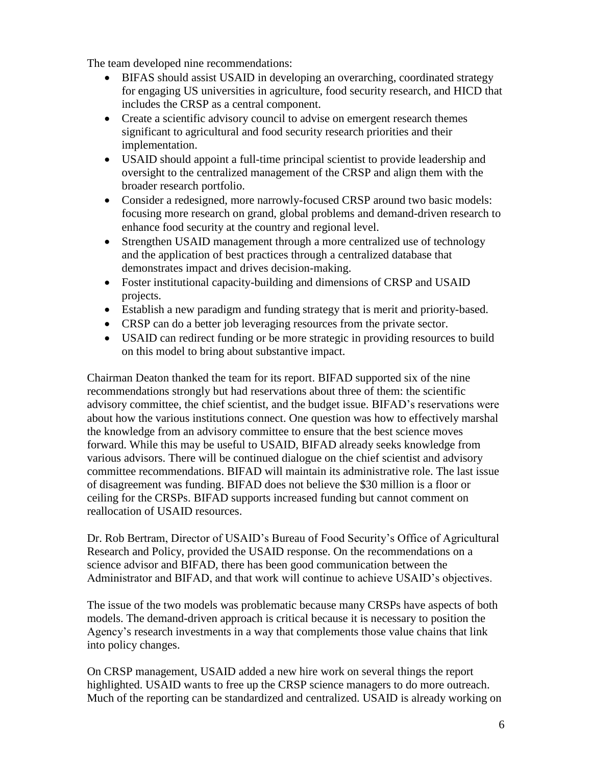The team developed nine recommendations:

- BIFAS should assist USAID in developing an overarching, coordinated strategy for engaging US universities in agriculture, food security research, and HICD that includes the CRSP as a central component.
- Create a scientific advisory council to advise on emergent research themes significant to agricultural and food security research priorities and their implementation.
- USAID should appoint a full-time principal scientist to provide leadership and oversight to the centralized management of the CRSP and align them with the broader research portfolio.
- Consider a redesigned, more narrowly-focused CRSP around two basic models: focusing more research on grand, global problems and demand-driven research to enhance food security at the country and regional level.
- Strengthen USAID management through a more centralized use of technology and the application of best practices through a centralized database that demonstrates impact and drives decision-making.
- Foster institutional capacity-building and dimensions of CRSP and USAID projects.
- Establish a new paradigm and funding strategy that is merit and priority-based.
- CRSP can do a better job leveraging resources from the private sector.
- USAID can redirect funding or be more strategic in providing resources to build on this model to bring about substantive impact.

Chairman Deaton thanked the team for its report. BIFAD supported six of the nine recommendations strongly but had reservations about three of them: the scientific advisory committee, the chief scientist, and the budget issue. BIFAD's reservations were about how the various institutions connect. One question was how to effectively marshal the knowledge from an advisory committee to ensure that the best science moves forward. While this may be useful to USAID, BIFAD already seeks knowledge from various advisors. There will be continued dialogue on the chief scientist and advisory committee recommendations. BIFAD will maintain its administrative role. The last issue of disagreement was funding. BIFAD does not believe the $30 million is a floor or ceiling for the CRSPs. BIFAD supports increased funding but cannot comment on reallocation of USAID resources.

Dr. Rob Bertram, Director of USAID's Bureau of Food Security's Office of Agricultural Research and Policy, provided the USAID response. On the recommendations on a science advisor and BIFAD, there has been good communication between the Administrator and BIFAD, and that work will continue to achieve USAID's objectives.

The issue of the two models was problematic because many CRSPs have aspects of both models. The demand-driven approach is critical because it is necessary to position the Agency's research investments in a way that complements those value chains that link into policy changes.

On CRSP management, USAID added a new hire work on several things the report highlighted. USAID wants to free up the CRSP science managers to do more outreach. Much of the reporting can be standardized and centralized. USAID is already working on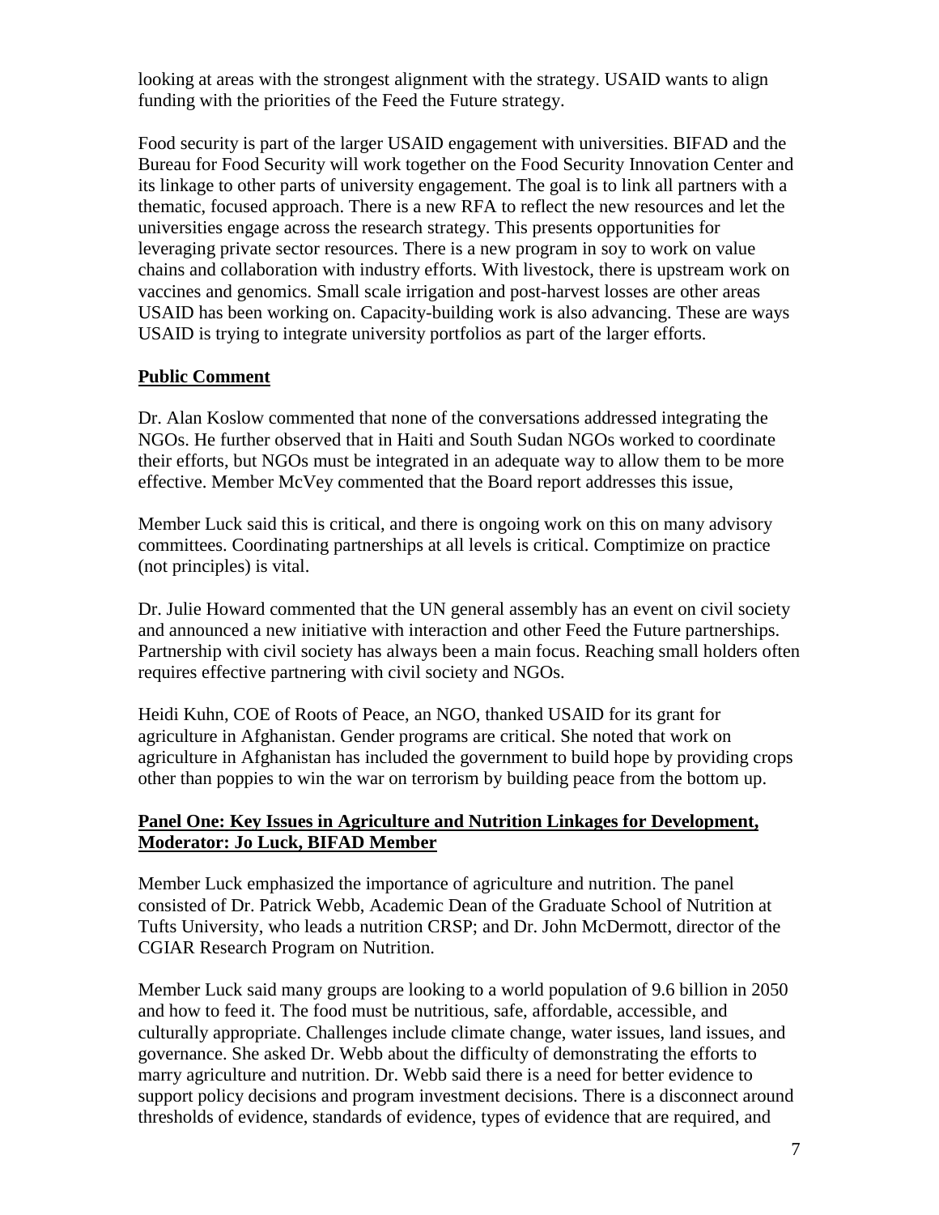looking at areas with the strongest alignment with the strategy. USAID wants to align funding with the priorities of the Feed the Future strategy.

Food security is part of the larger USAID engagement with universities. BIFAD and the Bureau for Food Security will work together on the Food Security Innovation Center and its linkage to other parts of university engagement. The goal is to link all partners with a thematic, focused approach. There is a new RFA to reflect the new resources and let the universities engage across the research strategy. This presents opportunities for leveraging private sector resources. There is a new program in soy to work on value chains and collaboration with industry efforts. With livestock, there is upstream work on vaccines and genomics. Small scale irrigation and post-harvest losses are other areas USAID has been working on. Capacity-building work is also advancing. These are ways USAID is trying to integrate university portfolios as part of the larger efforts.

**Public Comment**

Dr. Alan Koslow commented that none of the conversations addressed integrating the NGOs. He further observed that in Haiti and South Sudan NGOs worked to coordinate their efforts, but NGOs must be integrated in an adequate way to allow them to be more effective. Member McVey commented that the Board report addresses this issue,

Member Luck said this is critical, and there is ongoing work on this on many advisory committees. Coordinating partnerships at all levels is critical. Comptimize on practice (not principles) is vital.

Dr. Julie Howard commented that the UN general assembly has an event on civil society and announced a new initiative with interaction and other Feed the Future partnerships. Partnership with civil society has always been a main focus. Reaching small holders often requires effective partnering with civil society and NGOs.

Heidi Kuhn, COE of Roots of Peace, an NGO, thanked USAID for its grant for agriculture in Afghanistan. Gender programs are critical. She noted that work on agriculture in Afghanistan has included the government to build hope by providing crops other than poppies to win the war on terrorism by building peace from the bottom up.

**Panel One: Key Issues in Agriculture and Nutrition Linkages for Development, Moderator: Jo Luck, BIFAD Member**

Member Luck emphasized the importance of agriculture and nutrition. The panel consisted of Dr. Patrick Webb, Academic Dean of the Graduate School of Nutrition at Tufts University, who leads a nutrition CRSP; and Dr. John McDermott, director of the CGIAR Research Program on Nutrition.

Member Luck said many groups are looking to a world population of 9.6 billion in 2050 and how to feed it. The food must be nutritious, safe, affordable, accessible, and culturally appropriate. Challenges include climate change, water issues, land issues, and governance. She asked Dr. Webb about the difficulty of demonstrating the efforts to marry agriculture and nutrition. Dr. Webb said there is a need for better evidence to support policy decisions and program investment decisions. There is a disconnect around thresholds of evidence, standards of evidence, types of evidence that are required, and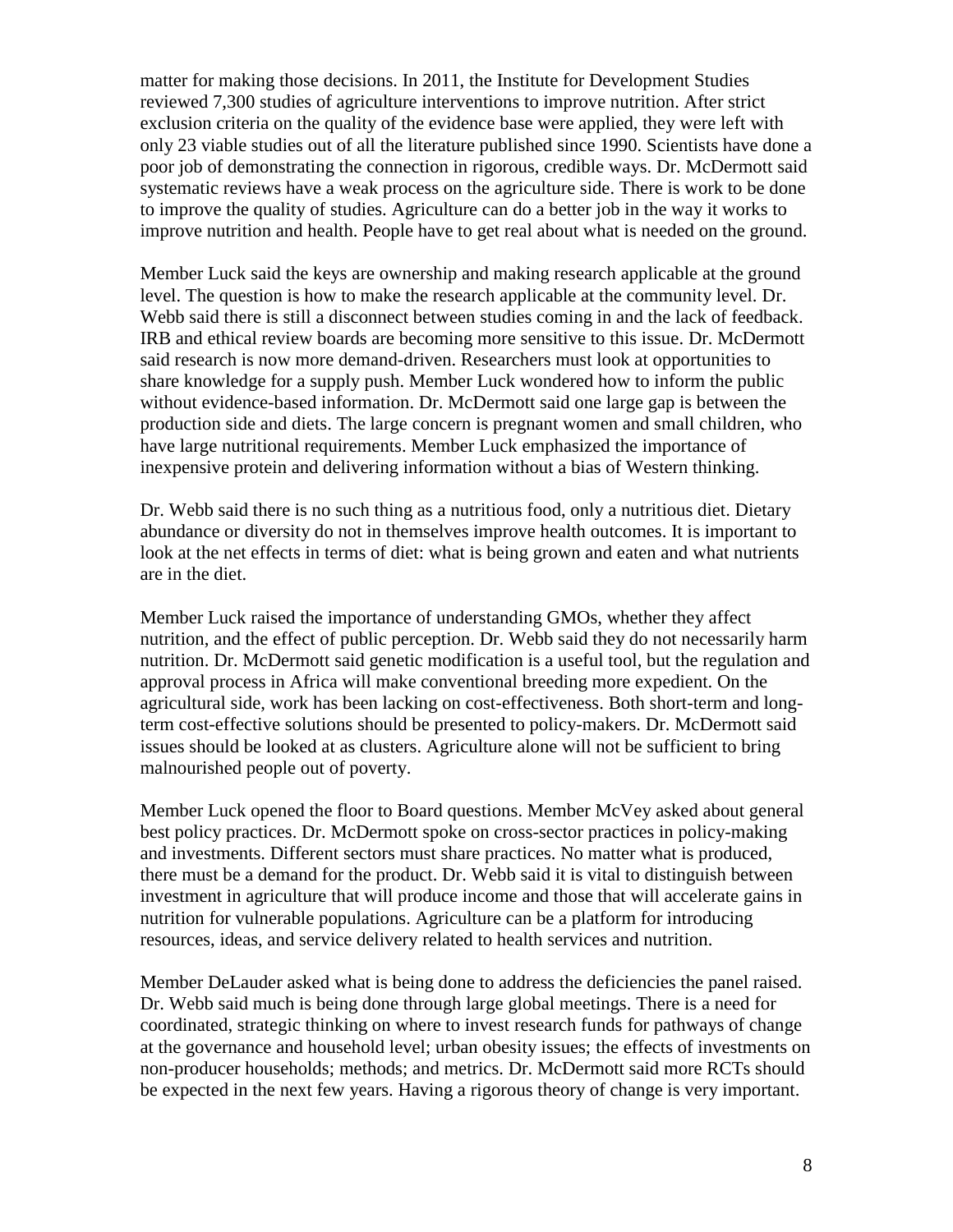matter for making those decisions. In 2011, the Institute for Development Studies reviewed 7,300 studies of agriculture interventions to improve nutrition. After strict exclusion criteria on the quality of the evidence base were applied, they were left with only 23 viable studies out of all the literature published since 1990. Scientists have done a poor job of demonstrating the connection in rigorous, credible ways. Dr. McDermott said systematic reviews have a weak process on the agriculture side. There is work to be done to improve the quality of studies. Agriculture can do a better job in the way it works to improve nutrition and health. People have to get real about what is needed on the ground.

Member Luck said the keys are ownership and making research applicable at the ground level. The question is how to make the research applicable at the community level. Dr. Webb said there is still a disconnect between studies coming in and the lack of feedback. IRB and ethical review boards are becoming more sensitive to this issue. Dr. McDermott said research is now more demand-driven. Researchers must look at opportunities to share knowledge for a supply push. Member Luck wondered how to inform the public without evidence-based information. Dr. McDermott said one large gap is between the production side and diets. The large concern is pregnant women and small children, who have large nutritional requirements. Member Luck emphasized the importance of inexpensive protein and delivering information without a bias of Western thinking.

Dr. Webb said there is no such thing as a nutritious food, only a nutritious diet. Dietary abundance or diversity do not in themselves improve health outcomes. It is important to look at the net effects in terms of diet: what is being grown and eaten and what nutrients are in the diet.

Member Luck raised the importance of understanding GMOs, whether they affect nutrition, and the effect of public perception. Dr. Webb said they do not necessarily harm nutrition. Dr. McDermott said genetic modification is a useful tool, but the regulation and approval process in Africa will make conventional breeding more expedient. On the agricultural side, work has been lacking on cost-effectiveness. Both short-term and long-term cost-effective solutions should be presented to policy-makers. Dr. McDermott said issues should be looked at as clusters. Agriculture alone will not be sufficient to bring malnourished people out of poverty.

Member Luck opened the floor to Board questions. Member McVey asked about general best policy practices. Dr. McDermott spoke on cross-sector practices in policy-making and investments. Different sectors must share practices. No matter what is produced, there must be a demand for the product. Dr. Webb said it is vital to distinguish between investment in agriculture that will produce income and those that will accelerate gains in nutrition for vulnerable populations. Agriculture can be a platform for introducing resources, ideas, and service delivery related to health services and nutrition.

Member DeLauder asked what is being done to address the deficiencies the panel raised. Dr. Webb said much is being done through large global meetings. There is a need for coordinated, strategic thinking on where to invest research funds for pathways of change at the governance and household level; urban obesity issues; the effects of investments on non-producer households; methods; and metrics. Dr. McDermott said more RCTs should be expected in the next few years. Having a rigorous theory of change is very important.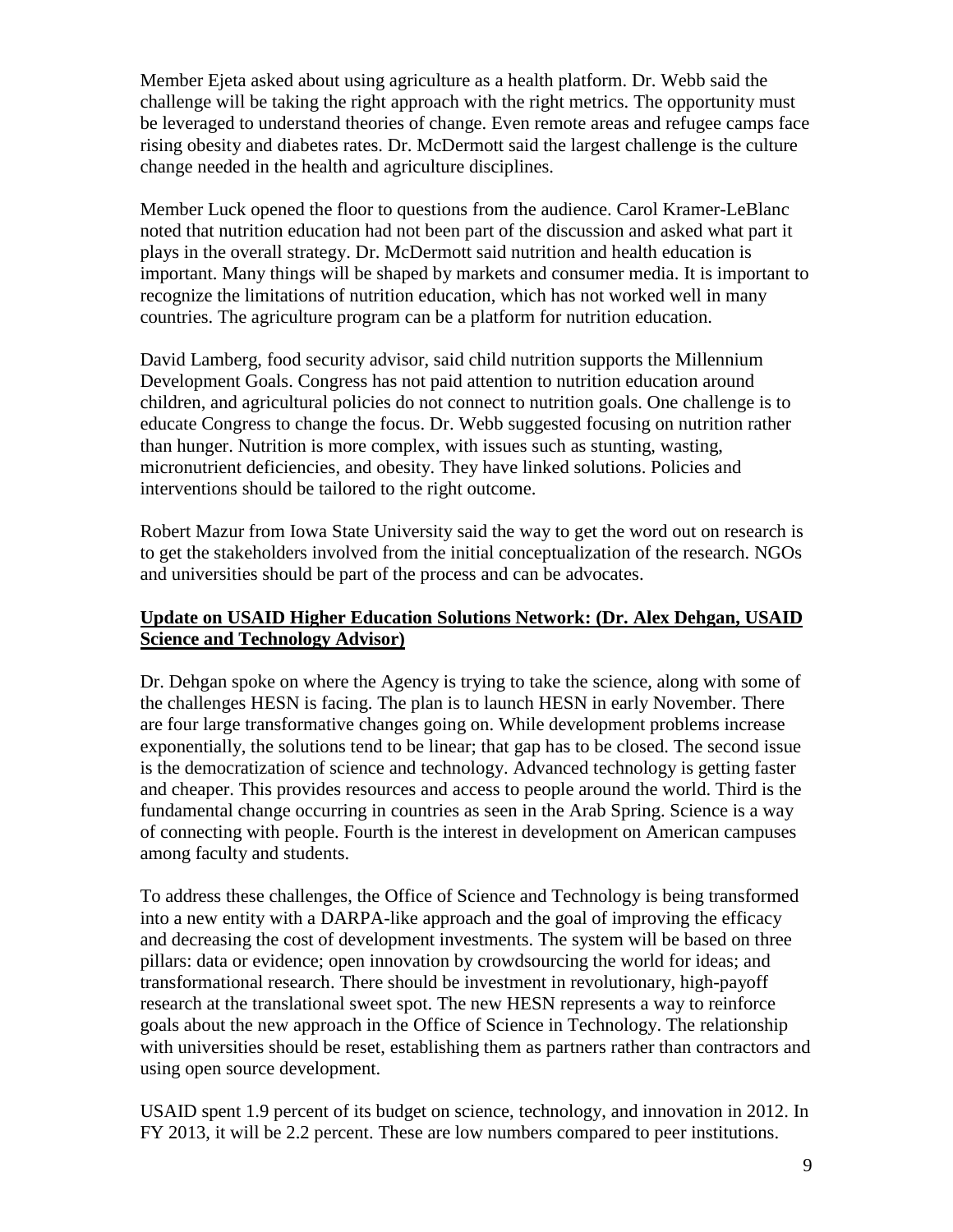Member Ejeta asked about using agriculture as a health platform. Dr. Webb said the challenge will be taking the right approach with the right metrics. The opportunity must be leveraged to understand theories of change. Even remote areas and refugee camps face rising obesity and diabetes rates. Dr. McDermott said the largest challenge is the culture change needed in the health and agriculture disciplines.

Member Luck opened the floor to questions from the audience. Carol Kramer-LeBlanc noted that nutrition education had not been part of the discussion and asked what part it plays in the overall strategy. Dr. McDermott said nutrition and health education is important. Many things will be shaped by markets and consumer media. It is important to recognize the limitations of nutrition education, which has not worked well in many countries. The agriculture program can be a platform for nutrition education.

David Lamberg, food security advisor, said child nutrition supports the Millennium Development Goals. Congress has not paid attention to nutrition education around children, and agricultural policies do not connect to nutrition goals. One challenge is to educate Congress to change the focus. Dr. Webb suggested focusing on nutrition rather than hunger. Nutrition is more complex, with issues such as stunting, wasting, micronutrient deficiencies, and obesity. They have linked solutions. Policies and interventions should be tailored to the right outcome.

Robert Mazur from Iowa State University said the way to get the word out on research is to get the stakeholders involved from the initial conceptualization of the research. NGOs and universities should be part of the process and can be advocates.

## Update on USAID Higher Education Solutions Network: (Dr. Alex Dehgan, USAID Science and Technology Advisor)

Dr. Dehgan spoke on where the Agency is trying to take the science, along with some of the challenges HESN is facing. The plan is to launch HESN in early November. There are four large transformative changes going on. While development problems increase exponentially, the solutions tend to be linear; that gap has to be closed. The second issue is the democratization of science and technology. Advanced technology is getting faster and cheaper. This provides resources and access to people around the world. Third is the fundamental change occurring in countries as seen in the Arab Spring. Science is a way of connecting with people. Fourth is the interest in development on American campuses among faculty and students.

To address these challenges, the Office of Science and Technology is being transformed into a new entity with a DARPA-like approach and the goal of improving the efficacy and decreasing the cost of development investments. The system will be based on three pillars: data or evidence; open innovation by crowdsourcing the world for ideas; and transformational research. There should be investment in revolutionary, high-payoff research at the translational sweet spot. The new HESN represents a way to reinforce goals about the new approach in the Office of Science in Technology. The relationship with universities should be reset, establishing them as partners rather than contractors and using open source development.

USAID spent 1.9 percent of its budget on science, technology, and innovation in 2012. In FY 2013, it will be 2.2 percent. These are low numbers compared to peer institutions.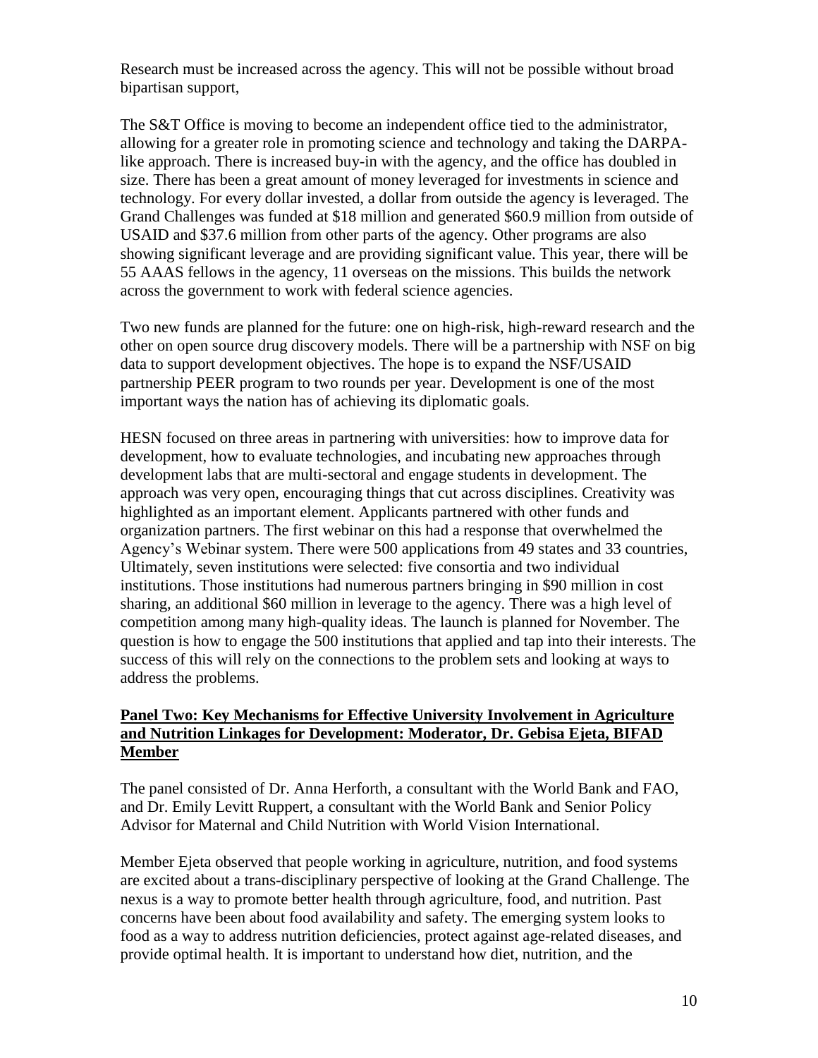Research must be increased across the agency. This will not be possible without broad bipartisan support,

The S&T Office is moving to become an independent office tied to the administrator, allowing for a greater role in promoting science and technology and taking the DARPA-like approach. There is increased buy-in with the agency, and the office has doubled in size. There has been a great amount of money leveraged for investments in science and technology. For every dollar invested, a dollar from outside the agency is leveraged. The Grand Challenges was funded at $18 million and generated $60.9 million from outside of USAID and $37.6 million from other parts of the agency. Other programs are also showing significant leverage and are providing significant value. This year, there will be 55 AAAS fellows in the agency, 11 overseas on the missions. This builds the network across the government to work with federal science agencies.

Two new funds are planned for the future: one on high-risk, high-reward research and the other on open source drug discovery models. There will be a partnership with NSF on big data to support development objectives. The hope is to expand the NSF/USAID partnership PEER program to two rounds per year. Development is one of the most important ways the nation has of achieving its diplomatic goals.

HESN focused on three areas in partnering with universities: how to improve data for development, how to evaluate technologies, and incubating new approaches through development labs that are multi-sectoral and engage students in development. The approach was very open, encouraging things that cut across disciplines. Creativity was highlighted as an important element. Applicants partnered with other funds and organization partners. The first webinar on this had a response that overwhelmed the Agency's Webinar system. There were 500 applications from 49 states and 33 countries, Ultimately, seven institutions were selected: five consortia and two individual institutions. Those institutions had numerous partners bringing in $90 million in cost sharing, an additional $60 million in leverage to the agency. There was a high level of competition among many high-quality ideas. The launch is planned for November. The question is how to engage the 500 institutions that applied and tap into their interests. The success of this will rely on the connections to the problem sets and looking at ways to address the problems.

## Panel Two: Key Mechanisms for Effective University Involvement in Agriculture and Nutrition Linkages for Development: Moderator, Dr. Gebisa Ejeta, BIFAD Member

The panel consisted of Dr. Anna Herforth, a consultant with the World Bank and FAO, and Dr. Emily Levitt Ruppert, a consultant with the World Bank and Senior Policy Advisor for Maternal and Child Nutrition with World Vision International.

Member Ejeta observed that people working in agriculture, nutrition, and food systems are excited about a trans-disciplinary perspective of looking at the Grand Challenge. The nexus is a way to promote better health through agriculture, food, and nutrition. Past concerns have been about food availability and safety. The emerging system looks to food as a way to address nutrition deficiencies, protect against age-related diseases, and provide optimal health. It is important to understand how diet, nutrition, and the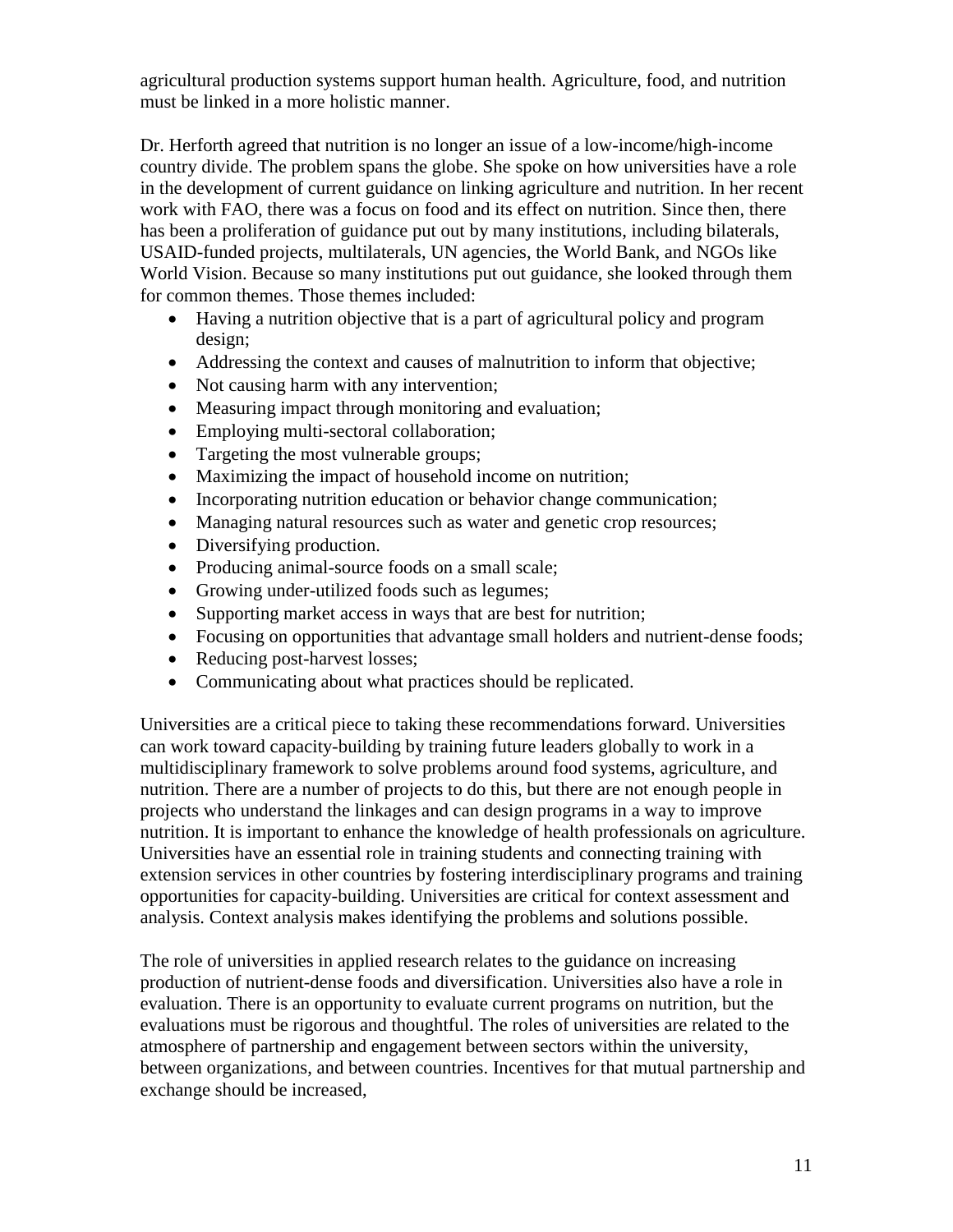agricultural production systems support human health. Agriculture, food, and nutrition must be linked in a more holistic manner.

Dr. Herforth agreed that nutrition is no longer an issue of a low-income/high-income country divide. The problem spans the globe. She spoke on how universities have a role in the development of current guidance on linking agriculture and nutrition. In her recent work with FAO, there was a focus on food and its effect on nutrition. Since then, there has been a proliferation of guidance put out by many institutions, including bilaterals, USAID-funded projects, multilaterals, UN agencies, the World Bank, and NGOs like World Vision. Because so many institutions put out guidance, she looked through them for common themes. Those themes included:

- Having a nutrition objective that is a part of agricultural policy and program design;
- Addressing the context and causes of malnutrition to inform that objective;
- Not causing harm with any intervention;
- Measuring impact through monitoring and evaluation;
- Employing multi-sectoral collaboration;
- Targeting the most vulnerable groups;
- Maximizing the impact of household income on nutrition;
- Incorporating nutrition education or behavior change communication;
- Managing natural resources such as water and genetic crop resources;
- Diversifying production.
- Producing animal-source foods on a small scale;
- Growing under-utilized foods such as legumes;
- Supporting market access in ways that are best for nutrition;
- Focusing on opportunities that advantage small holders and nutrient-dense foods;
- Reducing post-harvest losses;
- Communicating about what practices should be replicated.

Universities are a critical piece to taking these recommendations forward. Universities can work toward capacity-building by training future leaders globally to work in a multidisciplinary framework to solve problems around food systems, agriculture, and nutrition. There are a number of projects to do this, but there are not enough people in projects who understand the linkages and can design programs in a way to improve nutrition. It is important to enhance the knowledge of health professionals on agriculture. Universities have an essential role in training students and connecting training with extension services in other countries by fostering interdisciplinary programs and training opportunities for capacity-building. Universities are critical for context assessment and analysis. Context analysis makes identifying the problems and solutions possible.

The role of universities in applied research relates to the guidance on increasing production of nutrient-dense foods and diversification. Universities also have a role in evaluation. There is an opportunity to evaluate current programs on nutrition, but the evaluations must be rigorous and thoughtful. The roles of universities are related to the atmosphere of partnership and engagement between sectors within the university, between organizations, and between countries. Incentives for that mutual partnership and exchange should be increased,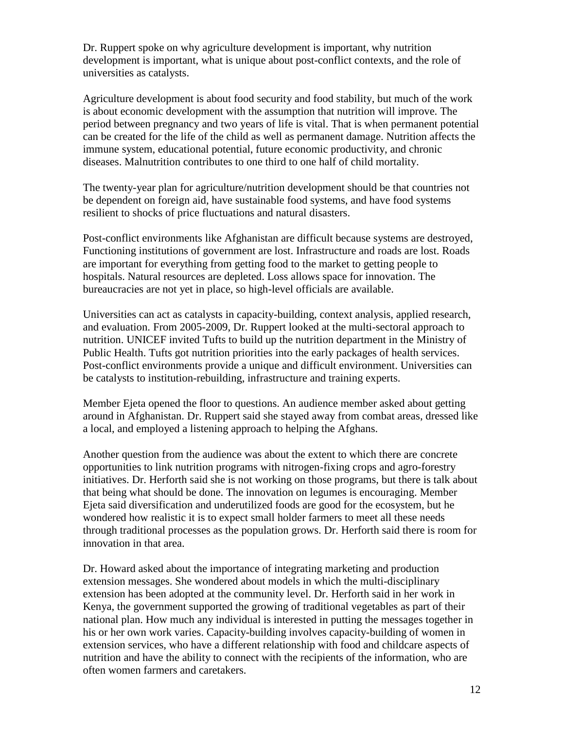Dr. Ruppert spoke on why agriculture development is important, why nutrition development is important, what is unique about post-conflict contexts, and the role of universities as catalysts.

Agriculture development is about food security and food stability, but much of the work is about economic development with the assumption that nutrition will improve. The period between pregnancy and two years of life is vital. That is when permanent potential can be created for the life of the child as well as permanent damage. Nutrition affects the immune system, educational potential, future economic productivity, and chronic diseases. Malnutrition contributes to one third to one half of child mortality.

The twenty-year plan for agriculture/nutrition development should be that countries not be dependent on foreign aid, have sustainable food systems, and have food systems resilient to shocks of price fluctuations and natural disasters.

Post-conflict environments like Afghanistan are difficult because systems are destroyed, Functioning institutions of government are lost. Infrastructure and roads are lost. Roads are important for everything from getting food to the market to getting people to hospitals. Natural resources are depleted. Loss allows space for innovation. The bureaucracies are not yet in place, so high-level officials are available.

Universities can act as catalysts in capacity-building, context analysis, applied research, and evaluation. From 2005-2009, Dr. Ruppert looked at the multi-sectoral approach to nutrition. UNICEF invited Tufts to build up the nutrition department in the Ministry of Public Health. Tufts got nutrition priorities into the early packages of health services. Post-conflict environments provide a unique and difficult environment. Universities can be catalysts to institution-rebuilding, infrastructure and training experts.

Member Ejeta opened the floor to questions. An audience member asked about getting around in Afghanistan. Dr. Ruppert said she stayed away from combat areas, dressed like a local, and employed a listening approach to helping the Afghans.

Another question from the audience was about the extent to which there are concrete opportunities to link nutrition programs with nitrogen-fixing crops and agro-forestry initiatives. Dr. Herforth said she is not working on those programs, but there is talk about that being what should be done. The innovation on legumes is encouraging. Member Ejeta said diversification and underutilized foods are good for the ecosystem, but he wondered how realistic it is to expect small holder farmers to meet all these needs through traditional processes as the population grows. Dr. Herforth said there is room for innovation in that area.

Dr. Howard asked about the importance of integrating marketing and production extension messages. She wondered about models in which the multi-disciplinary extension has been adopted at the community level. Dr. Herforth said in her work in Kenya, the government supported the growing of traditional vegetables as part of their national plan. How much any individual is interested in putting the messages together in his or her own work varies. Capacity-building involves capacity-building of women in extension services, who have a different relationship with food and childcare aspects of nutrition and have the ability to connect with the recipients of the information, who are often women farmers and caretakers.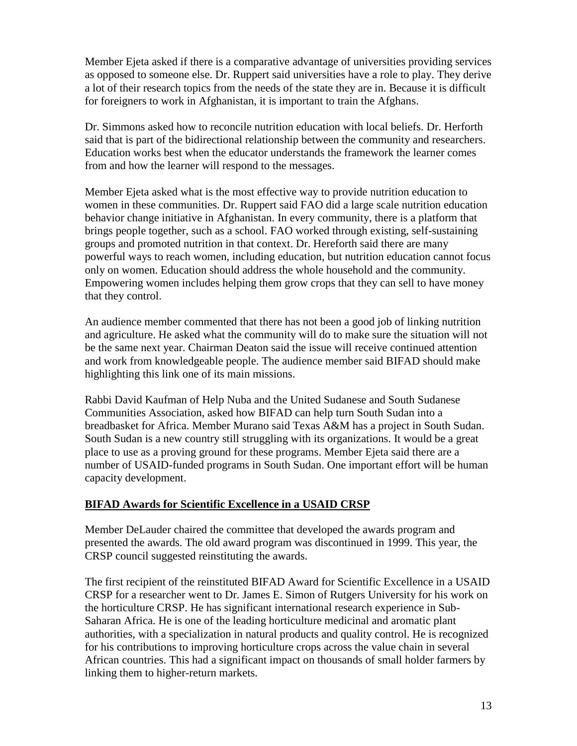Member Ejeta asked if there is a comparative advantage of universities providing services as opposed to someone else. Dr. Ruppert said universities have a role to play. They derive a lot of their research topics from the needs of the state they are in. Because it is difficult for foreigners to work in Afghanistan, it is important to train the Afghans.

Dr. Simmons asked how to reconcile nutrition education with local beliefs. Dr. Herforth said that is part of the bidirectional relationship between the community and researchers. Education works best when the educator understands the framework the learner comes from and how the learner will respond to the messages.

Member Ejeta asked what is the most effective way to provide nutrition education to women in these communities. Dr. Ruppert said FAO did a large scale nutrition education behavior change initiative in Afghanistan. In every community, there is a platform that brings people together, such as a school. FAO worked through existing, self-sustaining groups and promoted nutrition in that context. Dr. Hereforth said there are many powerful ways to reach women, including education, but nutrition education cannot focus only on women. Education should address the whole household and the community. Empowering women includes helping them grow crops that they can sell to have money that they control.

An audience member commented that there has not been a good job of linking nutrition and agriculture. He asked what the community will do to make sure the situation will not be the same next year. Chairman Deaton said the issue will receive continued attention and work from knowledgeable people. The audience member said BIFAD should make highlighting this link one of its main missions.

Rabbi David Kaufman of Help Nuba and the United Sudanese and South Sudanese Communities Association, asked how BIFAD can help turn South Sudan into a breadbasket for Africa. Member Murano said Texas A&M has a project in South Sudan. South Sudan is a new country still struggling with its organizations. It would be a great place to use as a proving ground for these programs. Member Ejeta said there are a number of USAID-funded programs in South Sudan. One important effort will be human capacity development.

## BIFAD Awards for Scientific Excellence in a USAID CRSP

Member DeLauder chaired the committee that developed the awards program and presented the awards. The old award program was discontinued in 1999. This year, the CRSP council suggested reinstituting the awards.

The first recipient of the reinstituted BIFAD Award for Scientific Excellence in a USAID CRSP for a researcher went to Dr. James E. Simon of Rutgers University for his work on the horticulture CRSP. He has significant international research experience in Sub-Saharan Africa. He is one of the leading horticulture medicinal and aromatic plant authorities, with a specialization in natural products and quality control. He is recognized for his contributions to improving horticulture crops across the value chain in several African countries. This had a significant impact on thousands of small holder farmers by linking them to higher-return markets.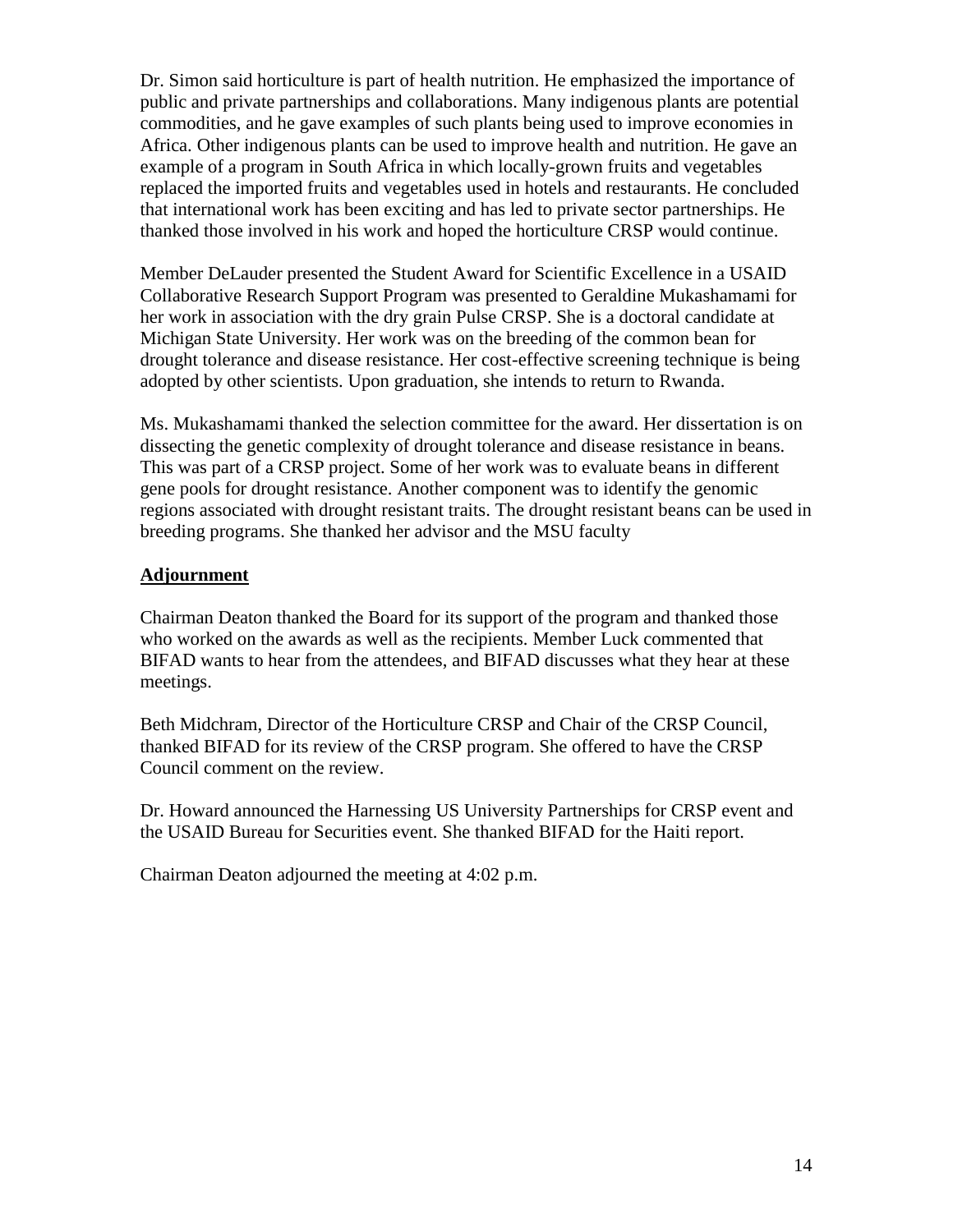Dr. Simon said horticulture is part of health nutrition. He emphasized the importance of public and private partnerships and collaborations. Many indigenous plants are potential commodities, and he gave examples of such plants being used to improve economies in Africa. Other indigenous plants can be used to improve health and nutrition. He gave an example of a program in South Africa in which locally-grown fruits and vegetables replaced the imported fruits and vegetables used in hotels and restaurants. He concluded that international work has been exciting and has led to private sector partnerships. He thanked those involved in his work and hoped the horticulture CRSP would continue.

Member DeLauder presented the Student Award for Scientific Excellence in a USAID Collaborative Research Support Program was presented to Geraldine Mukashamami for her work in association with the dry grain Pulse CRSP. She is a doctoral candidate at Michigan State University. Her work was on the breeding of the common bean for drought tolerance and disease resistance. Her cost-effective screening technique is being adopted by other scientists. Upon graduation, she intends to return to Rwanda.

Ms. Mukashamami thanked the selection committee for the award. Her dissertation is on dissecting the genetic complexity of drought tolerance and disease resistance in beans. This was part of a CRSP project. Some of her work was to evaluate beans in different gene pools for drought resistance. Another component was to identify the genomic regions associated with drought resistant traits. The drought resistant beans can be used in breeding programs. She thanked her advisor and the MSU faculty

## Adjournment

Chairman Deaton thanked the Board for its support of the program and thanked those who worked on the awards as well as the recipients. Member Luck commented that BIFAD wants to hear from the attendees, and BIFAD discusses what they hear at these meetings.

Beth Midchram, Director of the Horticulture CRSP and Chair of the CRSP Council, thanked BIFAD for its review of the CRSP program. She offered to have the CRSP Council comment on the review.

Dr. Howard announced the Harnessing US University Partnerships for CRSP event and the USAID Bureau for Securities event. She thanked BIFAD for the Haiti report.

Chairman Deaton adjourned the meeting at 4:02 p.m.